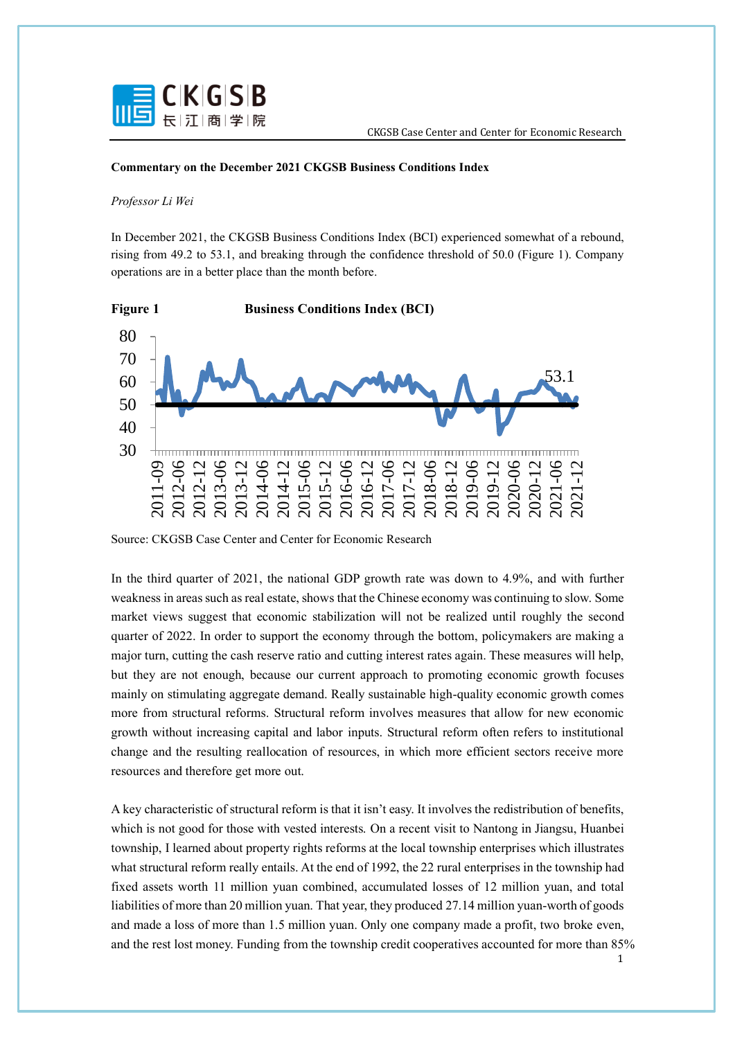**Commentary on the December 2021 CKGSB Business Conditions Index**

*Professor Li Wei*

In December 2021, the CKGSB Business Conditions Index (BCI) experienced somewhat of a rebound, rising from 49.2 to 53.1, and breaking through the confidence threshold of 50.0 (Figure 1). Company operations are in a better place than the month before.

**Figure 1** **Business Conditions Index (BCI)**

Source: CKGSB Case Center and Center for Economic Research

In the third quarter of 2021, the national GDP growth rate was down to 4.9%, and with further weakness in areas such as real estate, shows that the Chinese economy was continuing to slow. Some market views suggest that economic stabilization will not be realized until roughly the second quarter of 2022. In order to support the economy through the bottom, policymakers are making a major turn, cutting the cash reserve ratio and cutting interest rates again. These measures will help, but they are not enough, because our current approach to promoting economic growth focuses mainly on stimulating aggregate demand. Really sustainable high-quality economic growth comes more from structural reforms. Structural reform involves measures that allow for new economic growth without increasing capital and labor inputs. Structural reform often refers to institutional change and the resulting reallocation of resources, in which more efficient sectors receive more resources and therefore get more out.

A key characteristic of structural reform is that it isn't easy. It involves the redistribution of benefits, which is not good for those with vested interests. On a recent visit to Nantong in Jiangsu, Huanbei township, I learned about property rights reforms at the local township enterprises which illustrates what structural reform really entails. At the end of 1992, the 22 rural enterprises in the township had fixed assets worth 11 million yuan combined, accumulated losses of 12 million yuan, and total liabilities of more than 20 million yuan. That year, they produced 27.14 million yuan-worth of goods and made a loss of more than 1.5 million yuan. Only one company made a profit, two broke even, and the rest lost money. Funding from the township credit cooperatives accounted for more than 85%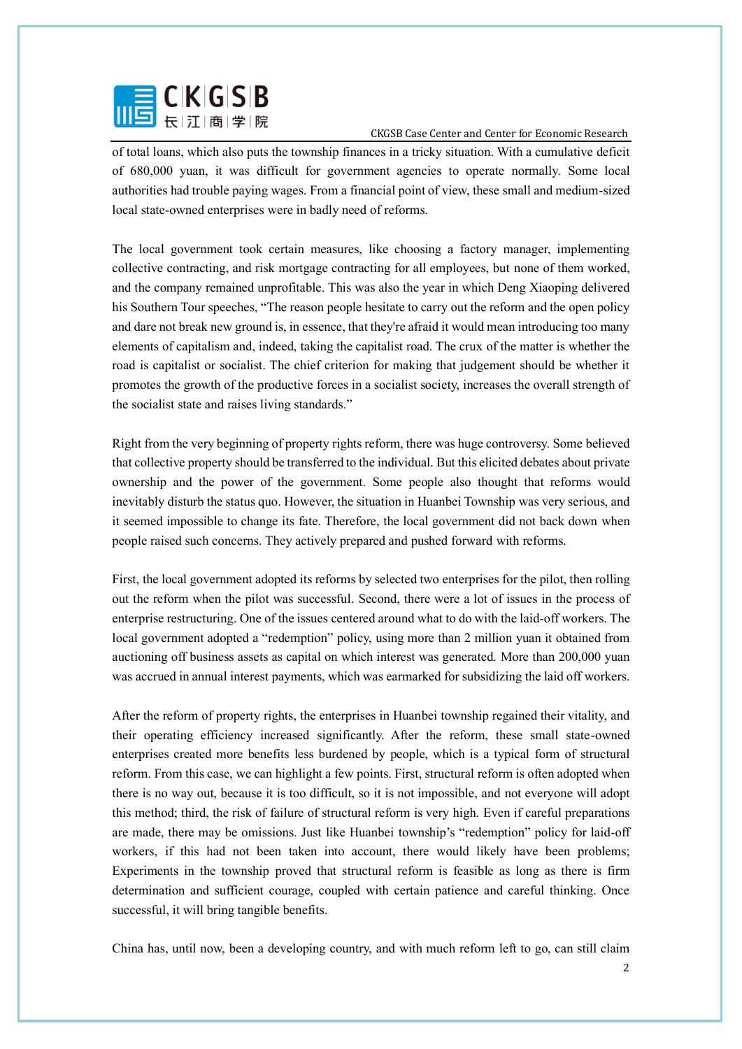of total loans, which also puts the township finances in a tricky situation. With a cumulative deficit of 680,000 yuan, it was difficult for government agencies to operate normally. Some local authorities had trouble paying wages. From a financial point of view, these small and medium-sized local state-owned enterprises were in badly need of reforms.

The local government took certain measures, like choosing a factory manager, implementing collective contracting, and risk mortgage contracting for all employees, but none of them worked, and the company remained unprofitable. This was also the year in which Deng Xiaoping delivered his Southern Tour speeches, "The reason people hesitate to carry out the reform and the open policy and dare not break new ground is, in essence, that they're afraid it would mean introducing too many elements of capitalism and, indeed, taking the capitalist road. The crux of the matter is whether the road is capitalist or socialist. The chief criterion for making that judgement should be whether it promotes the growth of the productive forces in a socialist society, increases the overall strength of the socialist state and raises living standards."

Right from the very beginning of property rights reform, there was huge controversy. Some believed that collective property should be transferred to the individual. But this elicited debates about private ownership and the power of the government. Some people also thought that reforms would inevitably disturb the status quo. However, the situation in Huanbei Township was very serious, and it seemed impossible to change its fate. Therefore, the local government did not back down when people raised such concerns. They actively prepared and pushed forward with reforms.

First, the local government adopted its reforms by selected two enterprises for the pilot, then rolling out the reform when the pilot was successful. Second, there were a lot of issues in the process of enterprise restructuring. One of the issues centered around what to do with the laid-off workers. The local government adopted a "redemption" policy, using more than 2 million yuan it obtained from auctioning off business assets as capital on which interest was generated. More than 200,000 yuan was accrued in annual interest payments, which was earmarked for subsidizing the laid off workers.

After the reform of property rights, the enterprises in Huanbei township regained their vitality, and their operating efficiency increased significantly. After the reform, these small state-owned enterprises created more benefits less burdened by people, which is a typical form of structural reform. From this case, we can highlight a few points. First, structural reform is often adopted when there is no way out, because it is too difficult, so it is not impossible, and not everyone will adopt this method; third, the risk of failure of structural reform is very high. Even if careful preparations are made, there may be omissions. Just like Huanbei township's "redemption" policy for laid-off workers, if this had not been taken into account, there would likely have been problems; Experiments in the township proved that structural reform is feasible as long as there is firm determination and sufficient courage, coupled with certain patience and careful thinking. Once successful, it will bring tangible benefits.

China has, until now, been a developing country, and with much reform left to go, can still claim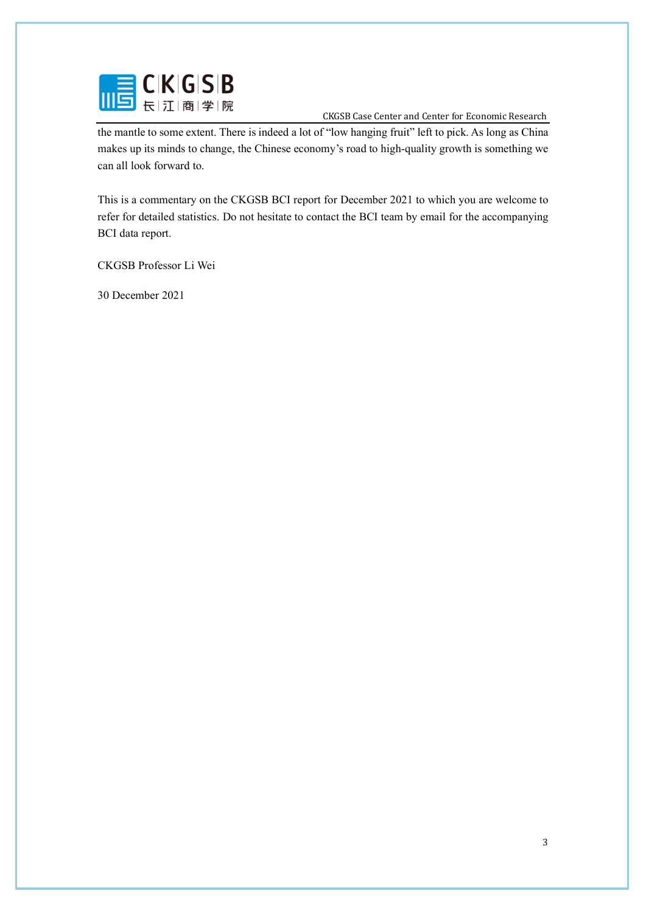the mantle to some extent. There is indeed a lot of "low hanging fruit" left to pick. As long as China makes up its minds to change, the Chinese economy's road to high-quality growth is something we can all look forward to.

This is a commentary on the CKGSB BCI report for December 2021 to which you are welcome to refer for detailed statistics. Do not hesitate to contact the BCI team by email for the accompanying BCI data report.

CKGSB Professor Li Wei

30 December 2021